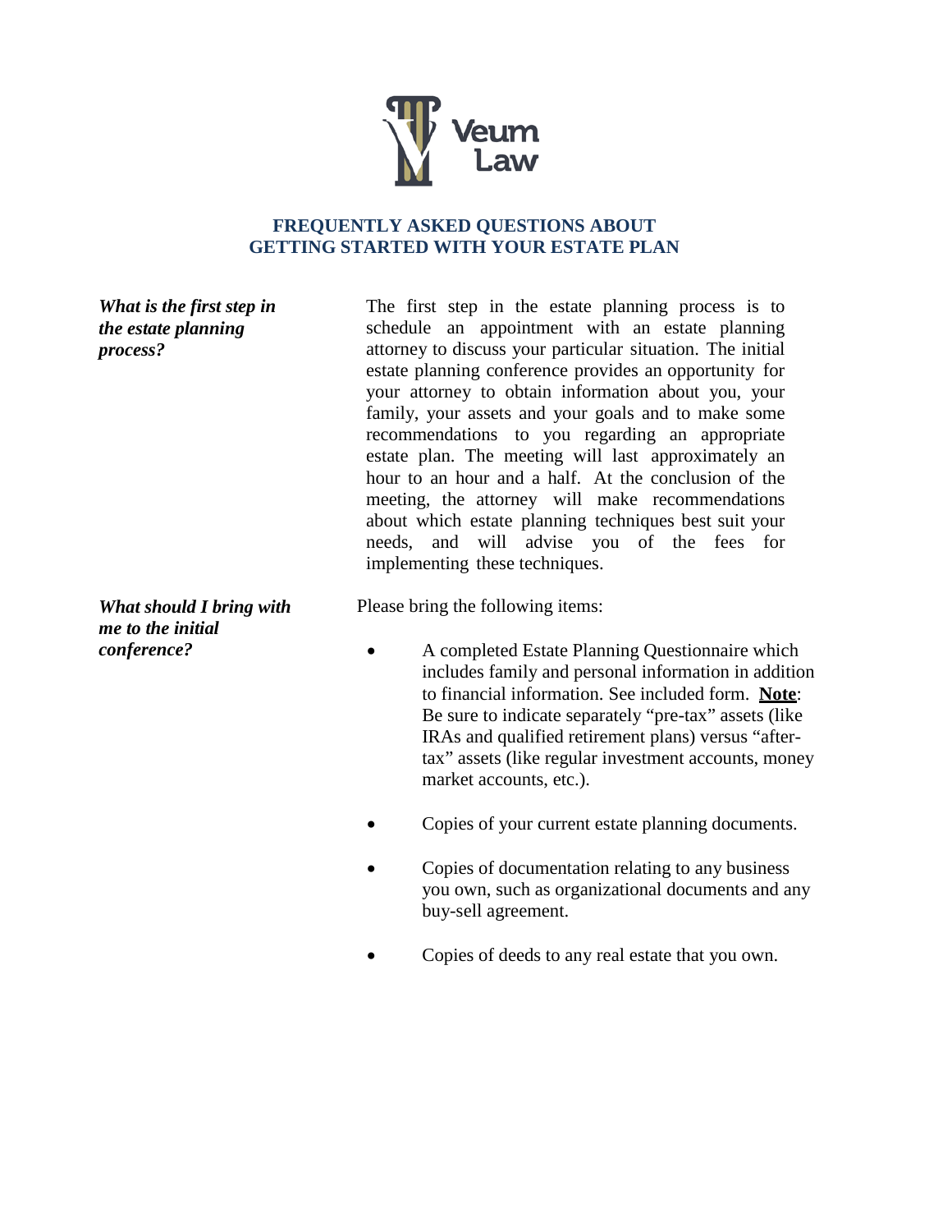# FREQUENTLY ASKED QUESTIONS ABOUT GETTING STARTED WITH YOUR ESTATE PLAN

***What is the first step in the estate planning process?***

The first step in the estate planning process is to schedule an appointment with an estate planning attorney to discuss your particular situation. The initial estate planning conference provides an opportunity for your attorney to obtain information about you, your family, your assets and your goals and to make some recommendations to you regarding an appropriate estate plan. The meeting will last approximately an hour to an hour and a half. At the conclusion of the meeting, the attorney will make recommendations about which estate planning techniques best suit your needs, and will advise you of the fees for implementing these techniques.

***What should I bring with me to the initial conference?***

Please bring the following items:

- A completed Estate Planning Questionnaire which includes family and personal information in addition to financial information. See included form. **Note**: Be sure to indicate separately "pre-tax" assets (like IRAs and qualified retirement plans) versus "after-tax" assets (like regular investment accounts, money market accounts, etc.).
- Copies of your current estate planning documents.
- Copies of documentation relating to any business you own, such as organizational documents and any buy-sell agreement.
- Copies of deeds to any real estate that you own.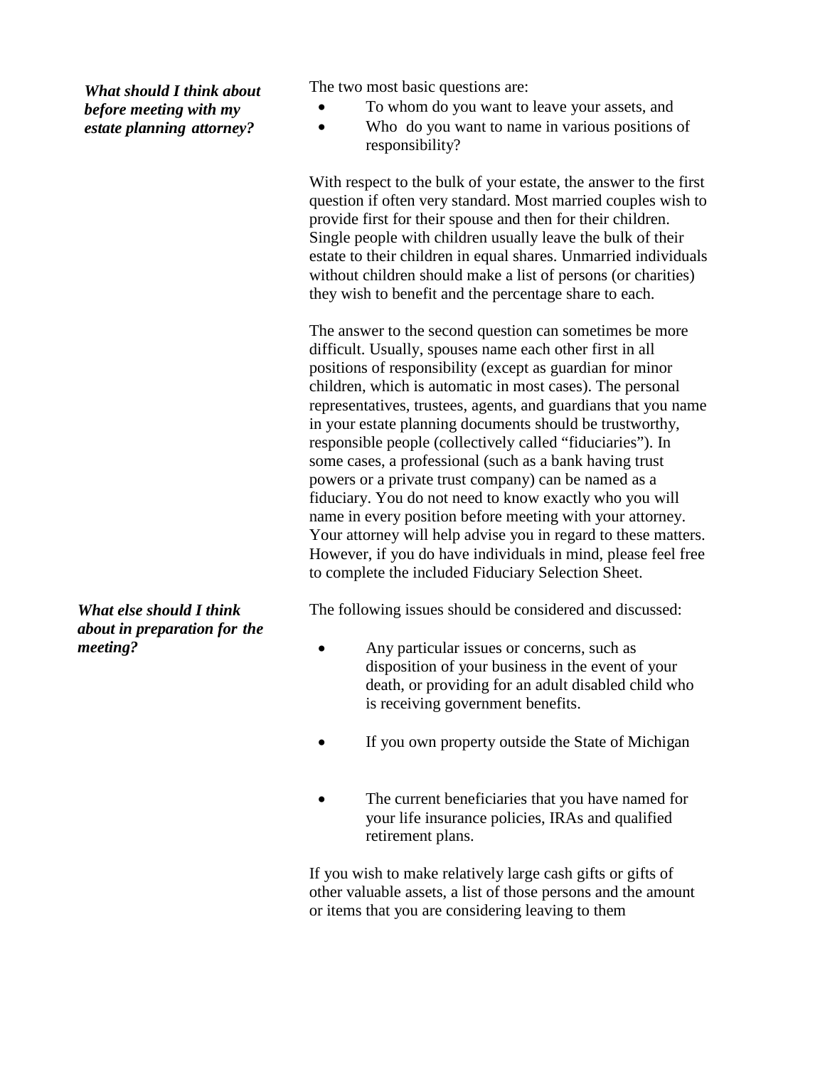***What should I think about before meeting with my estate planning attorney?***

The two most basic questions are:

- To whom do you want to leave your assets, and
- Who  do you want to name in various positions of responsibility?

With respect to the bulk of your estate, the answer to the first question if often very standard. Most married couples wish to provide first for their spouse and then for their children. Single people with children usually leave the bulk of their estate to their children in equal shares. Unmarried individuals without children should make a list of persons (or charities) they wish to benefit and the percentage share to each.

The answer to the second question can sometimes be more difficult. Usually, spouses name each other first in all positions of responsibility (except as guardian for minor children, which is automatic in most cases). The personal representatives, trustees, agents, and guardians that you name in your estate planning documents should be trustworthy, responsible people (collectively called "fiduciaries"). In some cases, a professional (such as a bank having trust powers or a private trust company) can be named as a fiduciary. You do not need to know exactly who you will name in every position before meeting with your attorney. Your attorney will help advise you in regard to these matters. However, if you do have individuals in mind, please feel free to complete the included Fiduciary Selection Sheet.

***What else should I think about in preparation for the meeting?***

The following issues should be considered and discussed:

- Any particular issues or concerns, such as disposition of your business in the event of your death, or providing for an adult disabled child who is receiving government benefits.
- If you own property outside the State of Michigan
- The current beneficiaries that you have named for your life insurance policies, IRAs and qualified retirement plans.

If you wish to make relatively large cash gifts or gifts of other valuable assets, a list of those persons and the amount or items that you are considering leaving to them